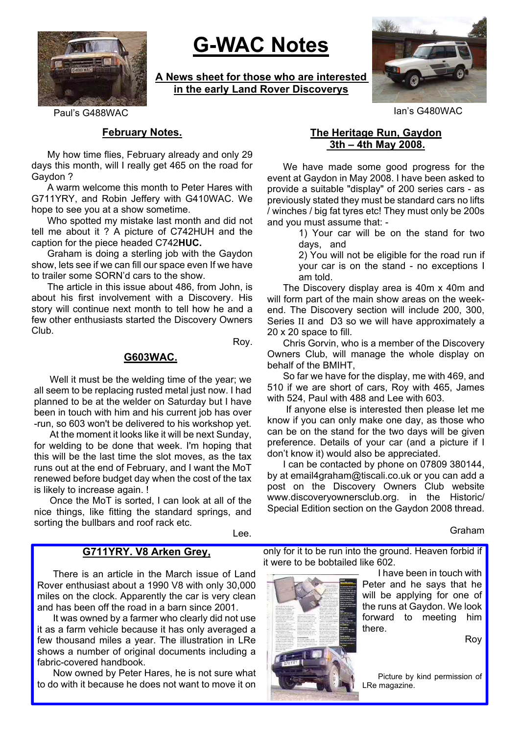# G-WAC Notes

**A News sheet for those who are interested in the early Land Rover Discoverys**

Paul's G488WAC

Ian's G480WAC

## February Notes.

My how time flies, February already and only 29 days this month, will I really get 465 on the road for Gaydon ?

A warm welcome this month to Peter Hares with G711YRY, and Robin Jeffery with G410WAC. We hope to see you at a show sometime.

Who spotted my mistake last month and did not tell me about it ? A picture of C742HUH and the caption for the piece headed C742**HUC.**

Graham is doing a sterling job with the Gaydon show, lets see if we can fill our space even If we have to trailer some SORN'd cars to the show.

The article in this issue about 486, from John, is about his first involvement with a Discovery. His story will continue next month to tell how he and a few other enthusiasts started the Discovery Owners Club.

Roy.

## G603WAC.

Well it must be the welding time of the year; we all seem to be replacing rusted metal just now. I had planned to be at the welder on Saturday but I have been in touch with him and his current job has over -run, so 603 won't be delivered to his workshop yet.

At the moment it looks like it will be next Sunday, for welding to be done that week. I'm hoping that this will be the last time the slot moves, as the tax runs out at the end of February, and I want the MoT renewed before budget day when the cost of the tax is likely to increase again. !

Once the MoT is sorted, I can look at all of the nice things, like fitting the standard springs, and sorting the bullbars and roof rack etc.

Lee.

## The Heritage Run, Gaydon 3th – 4th May 2008.

We have made some good progress for the event at Gaydon in May 2008. I have been asked to provide a suitable "display" of 200 series cars - as previously stated they must be standard cars no lifts / winches / big fat tyres etc! They must only be 200s and you must assume that: -

1) Your car will be on the stand for two days, and
2) You will not be eligible for the road run if your car is on the stand - no exceptions I am told.

The Discovery display area is 40m x 40m and will form part of the main show areas on the week-end. The Discovery section will include 200, 300, Series II and D3 so we will have approximately a 20 x 20 space to fill.

Chris Gorvin, who is a member of the Discovery Owners Club, will manage the whole display on behalf of the BMIHT,

So far we have for the display, me with 469, and 510 if we are short of cars, Roy with 465, James with 524, Paul with 488 and Lee with 603.

If anyone else is interested then please let me know if you can only make one day, as those who can be on the stand for the two days will be given preference. Details of your car (and a picture if I don't know it) would also be appreciated.

I can be contacted by phone on 07809 380144, by at email4graham@tiscali.co.uk or you can add a post on the Discovery Owners Club website www.discoveryownersclub.org. in the Historic/ Special Edition section on the Gaydon 2008 thread.

Graham

## G711YRY. V8 Arken Grey,

There is an article in the March issue of Land Rover enthusiast about a 1990 V8 with only 30,000 miles on the clock. Apparently the car is very clean and has been off the road in a barn since 2001.

It was owned by a farmer who clearly did not use it as a farm vehicle because it has only averaged a few thousand miles a year. The illustration in LRe shows a number of original documents including a fabric-covered handbook.

Now owned by Peter Hares, he is not sure what to do with it because he does not want to move it on only for it to be run into the ground. Heaven forbid if it were to be bobtailed like 602.

I have been in touch with Peter and he says that he will be applying for one of the runs at Gaydon. We look forward to meeting him there.

Roy

Picture by kind permission of LRe magazine.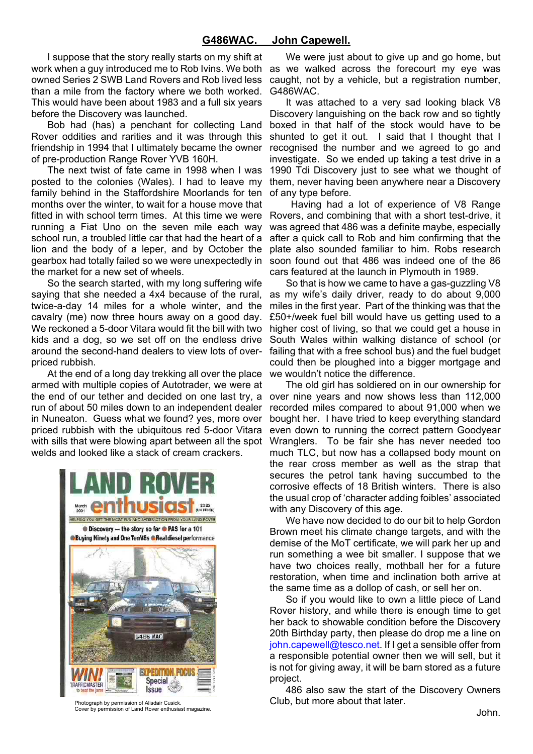## G486WAC. John Capewell.

I suppose that the story really starts on my shift at work when a guy introduced me to Rob Ivins. We both owned Series 2 SWB Land Rovers and Rob lived less than a mile from the factory where we both worked. This would have been about 1983 and a full six years before the Discovery was launched.

Bob had (has) a penchant for collecting Land Rover oddities and rarities and it was through this friendship in 1994 that I ultimately became the owner of pre-production Range Rover YVB 160H.

The next twist of fate came in 1998 when I was posted to the colonies (Wales). I had to leave my family behind in the Staffordshire Moorlands for ten months over the winter, to wait for a house move that fitted in with school term times. At this time we were running a Fiat Uno on the seven mile each way school run, a troubled little car that had the heart of a lion and the body of a leper, and by October the gearbox had totally failed so we were unexpectedly in the market for a new set of wheels.

So the search started, with my long suffering wife saying that she needed a 4x4 because of the rural, twice-a-day 14 miles for a whole winter, and the cavalry (me) now three hours away on a good day. We reckoned a 5-door Vitara would fit the bill with two kids and a dog, so we set off on the endless drive around the second-hand dealers to view lots of over-priced rubbish.

At the end of a long day trekking all over the place armed with multiple copies of Autotrader, we were at the end of our tether and decided on one last try, a run of about 50 miles down to an independent dealer in Nuneaton. Guess what we found? yes, more over priced rubbish with the ubiquitous red 5-door Vitara with sills that were blowing apart between all the spot welds and looked like a stack of cream crackers.

Photograph by permission of Alisdair Cusick.
Cover by permission of Land Rover enthusiast magazine.

We were just about to give up and go home, but as we walked across the forecourt my eye was caught, not by a vehicle, but a registration number, G486WAC.

It was attached to a very sad looking black V8 Discovery languishing on the back row and so tightly boxed in that half of the stock would have to be shunted to get it out. I said that I thought that I recognised the number and we agreed to go and investigate. So we ended up taking a test drive in a 1990 Tdi Discovery just to see what we thought of them, never having been anywhere near a Discovery of any type before.

Having had a lot of experience of V8 Range Rovers, and combining that with a short test-drive, it was agreed that 486 was a definite maybe, especially after a quick call to Rob and him confirming that the plate also sounded familiar to him. Robs research soon found out that 486 was indeed one of the 86 cars featured at the launch in Plymouth in 1989.

So that is how we came to have a gas-guzzling V8 as my wife's daily driver, ready to do about 9,000 miles in the first year. Part of the thinking was that the £50+/week fuel bill would have us getting used to a higher cost of living, so that we could get a house in South Wales within walking distance of school (or failing that with a free school bus) and the fuel budget could then be ploughed into a bigger mortgage and we wouldn't notice the difference.

The old girl has soldiered on in our ownership for over nine years and now shows less than 112,000 recorded miles compared to about 91,000 when we bought her. I have tried to keep everything standard even down to running the correct pattern Goodyear Wranglers. To be fair she has never needed too much TLC, but now has a collapsed body mount on the rear cross member as well as the strap that secures the petrol tank having succumbed to the corrosive effects of 18 British winters. There is also the usual crop of 'character adding foibles' associated with any Discovery of this age.

We have now decided to do our bit to help Gordon Brown meet his climate change targets, and with the demise of the MoT certificate, we will park her up and run something a wee bit smaller. I suppose that we have two choices really, mothball her for a future restoration, when time and inclination both arrive at the same time as a dollop of cash, or sell her on.

So if you would like to own a little piece of Land Rover history, and while there is enough time to get her back to showable condition before the Discovery 20th Birthday party, then please do drop me a line on john.capewell@tesco.net. If I get a sensible offer from a responsible potential owner then we will sell, but it is not for giving away, it will be barn stored as a future project.

486 also saw the start of the Discovery Owners Club, but more about that later.

John.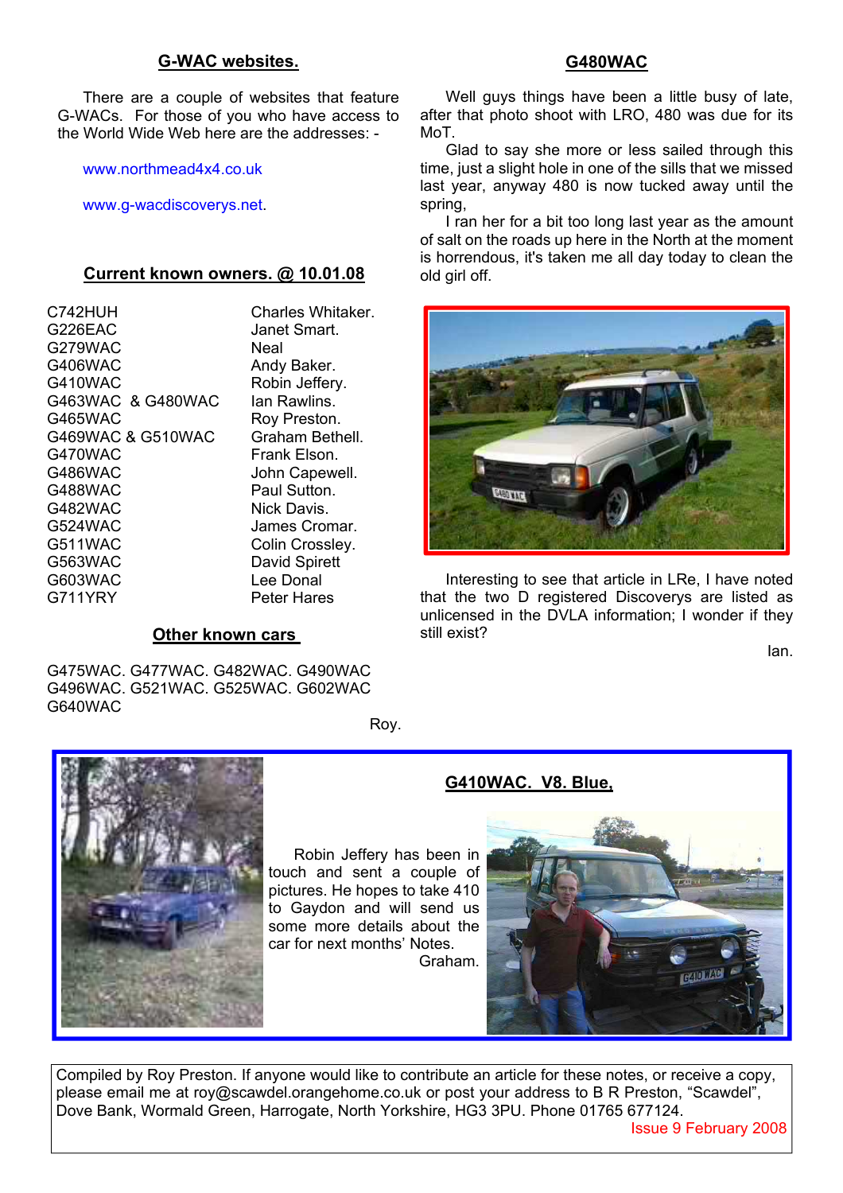## G-WAC websites.

There are a couple of websites that feature G-WACs. For those of you who have access to the World Wide Web here are the addresses: -

www.northmead4x4.co.uk

www.g-wacdiscoverys.net.

## Current known owners. @ 10.01.08

| | |
|---|---|
| C742HUH | Charles Whitaker. |
| G226EAC | Janet Smart. |
| G279WAC | Neal |
| G406WAC | Andy Baker. |
| G410WAC | Robin Jeffery. |
| G463WAC & G480WAC | Ian Rawlins. |
| G465WAC | Roy Preston. |
| G469WAC & G510WAC | Graham Bethell. |
| G470WAC | Frank Elson. |
| G486WAC | John Capewell. |
| G488WAC | Paul Sutton. |
| G482WAC | Nick Davis. |
| G524WAC | James Cromar. |
| G511WAC | Colin Crossley. |
| G563WAC | David Spirett |
| G603WAC | Lee Donal |
| G711YRY | Peter Hares |

## Other known cars

G475WAC. G477WAC. G482WAC. G490WAC
G496WAC. G521WAC. G525WAC. G602WAC
G640WAC

Roy.

## G480WAC

Well guys things have been a little busy of late, after that photo shoot with LRO, 480 was due for its MoT.

Glad to say she more or less sailed through this time, just a slight hole in one of the sills that we missed last year, anyway 480 is now tucked away until the spring,

I ran her for a bit too long last year as the amount of salt on the roads up here in the North at the moment is horrendous, it's taken me all day today to clean the old girl off.

Interesting to see that article in LRe, I have noted that the two D registered Discoverys are listed as unlicensed in the DVLA information; I wonder if they still exist?

Ian.

## G410WAC. V8. Blue,

Robin Jeffery has been in touch and sent a couple of pictures. He hopes to take 410 to Gaydon and will send us some more details about the car for next months' Notes.

Graham.

Compiled by Roy Preston. If anyone would like to contribute an article for these notes, or receive a copy, please email me at roy@scawdel.orangehome.co.uk or post your address to B R Preston, "Scawdel", Dove Bank, Wormald Green, Harrogate, North Yorkshire, HG3 3PU. Phone 01765 677124.

Issue 9 February 2008